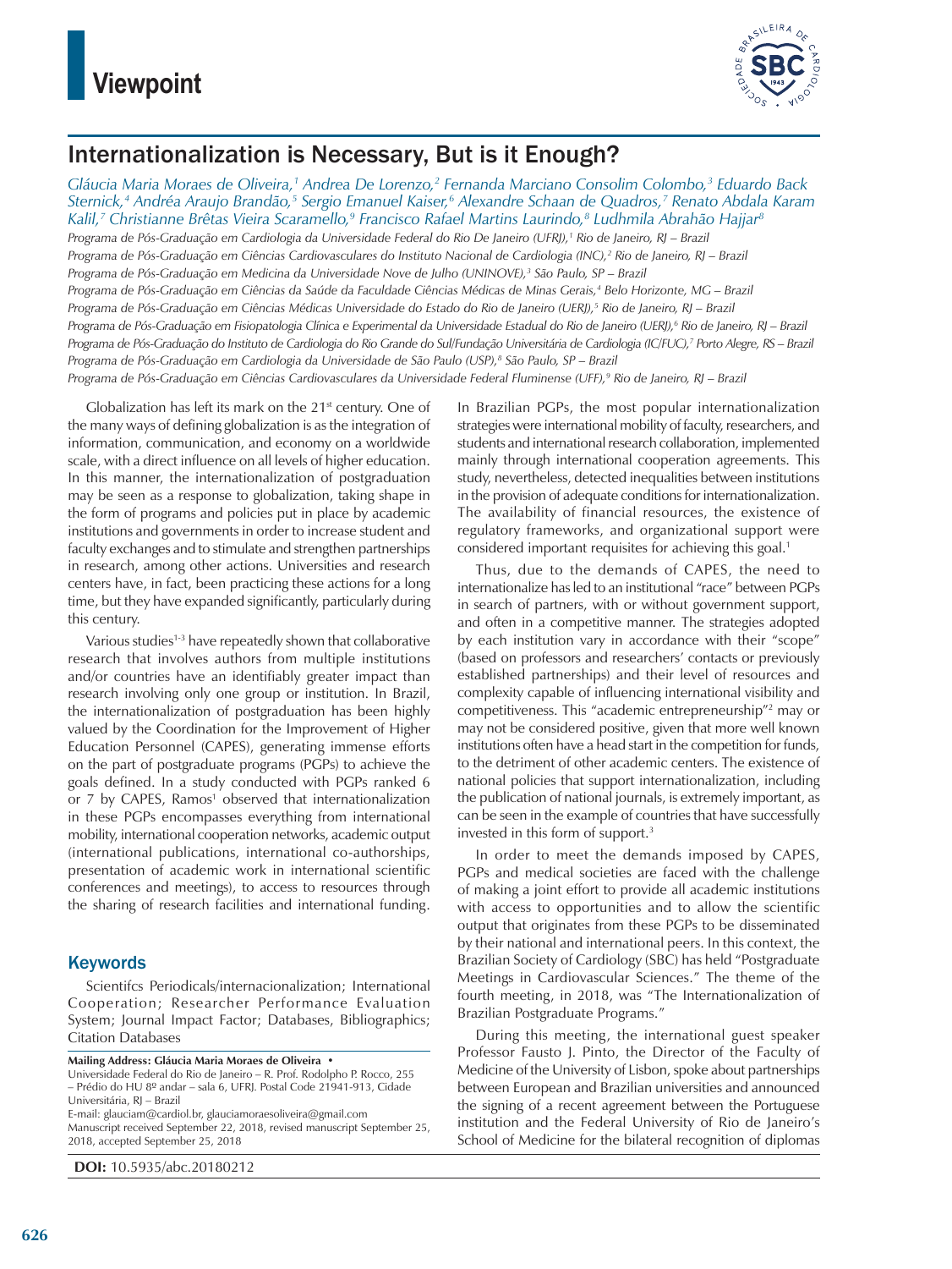Viewpoint

# Internationalization is Necessary, But is it Enough?

*Gláucia Maria Moraes de Oliveira,[1] Andrea De Lorenzo,[2] Fernanda Marciano Consolim Colombo,[3] Eduardo Back Sternick,[4] Andréa Araujo Brandão,[5] Sergio Emanuel Kaiser,[6] Alexandre Schaan de Quadros,[7] Renato Abdala Karam Kalil,[7] Christianne Brêtas Vieira Scaramello,[9] Francisco Rafael Martins Laurindo,[8] Ludhmila Abrahão Hajjar[8]*

*Programa de Pós-Graduação em Cardiologia da Universidade Federal do Rio De Janeiro (UFRJ),[1] Rio de Janeiro, RJ – Brazil*
*Programa de Pós-Graduação em Ciências Cardiovasculares do Instituto Nacional de Cardiologia (INC),[2] Rio de Janeiro, RJ – Brazil*
*Programa de Pós-Graduação em Medicina da Universidade Nove de Julho (UNINOVE),[3] São Paulo, SP – Brazil*
*Programa de Pós-Graduação em Ciências da Saúde da Faculdade Ciências Médicas de Minas Gerais,[4] Belo Horizonte, MG – Brazil*
*Programa de Pós-Graduação em Ciências Médicas Universidade do Estado do Rio de Janeiro (UERJ),[5] Rio de Janeiro, RJ – Brazil*
*Programa de Pós-Graduação em Fisiopatologia Clínica e Experimental da Universidade Estadual do Rio de Janeiro (UERJ),[6] Rio de Janeiro, RJ – Brazil*
*Programa de Pós-Graduação do Instituto de Cardiologia do Rio Grande do Sul/Fundação Universitária de Cardiologia (IC/FUC),[7] Porto Alegre, RS – Brazil*
*Programa de Pós-Graduação em Cardiologia da Universidade de São Paulo (USP),[8] São Paulo, SP – Brazil*
*Programa de Pós-Graduação em Ciências Cardiovasculares da Universidade Federal Fluminense (UFF),[9] Rio de Janeiro, RJ – Brazil*

Globalization has left its mark on the 21st century. One of the many ways of defining globalization is as the integration of information, communication, and economy on a worldwide scale, with a direct influence on all levels of higher education. In this manner, the internationalization of postgraduation may be seen as a response to globalization, taking shape in the form of programs and policies put in place by academic institutions and governments in order to increase student and faculty exchanges and to stimulate and strengthen partnerships in research, among other actions. Universities and research centers have, in fact, been practicing these actions for a long time, but they have expanded significantly, particularly during this century.

Various studies[1-3] have repeatedly shown that collaborative research that involves authors from multiple institutions and/or countries have an identifiably greater impact than research involving only one group or institution. In Brazil, the internationalization of postgraduation has been highly valued by the Coordination for the Improvement of Higher Education Personnel (CAPES), generating immense efforts on the part of postgraduate programs (PGPs) to achieve the goals defined. In a study conducted with PGPs ranked 6 or 7 by CAPES, Ramos[1] observed that internationalization in these PGPs encompasses everything from international mobility, international cooperation networks, academic output (international publications, international co-authorships, presentation of academic work in international scientific conferences and meetings), to access to resources through the sharing of research facilities and international funding.

## Keywords

Scientifcs Periodicals/internacionalization; International Cooperation; Researcher Performance Evaluation System; Journal Impact Factor; Databases, Bibliographics; Citation Databases

**Mailing Address: Gláucia Maria Moraes de Oliveira •**
Universidade Federal do Rio de Janeiro – R. Prof. Rodolpho P. Rocco, 255 – Prédio do HU 8º andar – sala 6, UFRJ. Postal Code 21941-913, Cidade Universitária, RJ – Brazil
E-mail: glauciam@cardiol.br, glauciamoraesoliveira@gmail.com
Manuscript received September 22, 2018, revised manuscript September 25, 2018, accepted September 25, 2018

**DOI:** 10.5935/abc.20180212

In Brazilian PGPs, the most popular internationalization strategies were international mobility of faculty, researchers, and students and international research collaboration, implemented mainly through international cooperation agreements. This study, nevertheless, detected inequalities between institutions in the provision of adequate conditions for internationalization. The availability of financial resources, the existence of regulatory frameworks, and organizational support were considered important requisites for achieving this goal.[1]

Thus, due to the demands of CAPES, the need to internationalize has led to an institutional "race" between PGPs in search of partners, with or without government support, and often in a competitive manner. The strategies adopted by each institution vary in accordance with their "scope" (based on professors and researchers' contacts or previously established partnerships) and their level of resources and complexity capable of influencing international visibility and competitiveness. This "academic entrepreneurship"[2] may or may not be considered positive, given that more well known institutions often have a head start in the competition for funds, to the detriment of other academic centers. The existence of national policies that support internationalization, including the publication of national journals, is extremely important, as can be seen in the example of countries that have successfully invested in this form of support.[3]

In order to meet the demands imposed by CAPES, PGPs and medical societies are faced with the challenge of making a joint effort to provide all academic institutions with access to opportunities and to allow the scientific output that originates from these PGPs to be disseminated by their national and international peers. In this context, the Brazilian Society of Cardiology (SBC) has held "Postgraduate Meetings in Cardiovascular Sciences." The theme of the fourth meeting, in 2018, was "The Internationalization of Brazilian Postgraduate Programs."

During this meeting, the international guest speaker Professor Fausto J. Pinto, the Director of the Faculty of Medicine of the University of Lisbon, spoke about partnerships between European and Brazilian universities and announced the signing of a recent agreement between the Portuguese institution and the Federal University of Rio de Janeiro's School of Medicine for the bilateral recognition of diplomas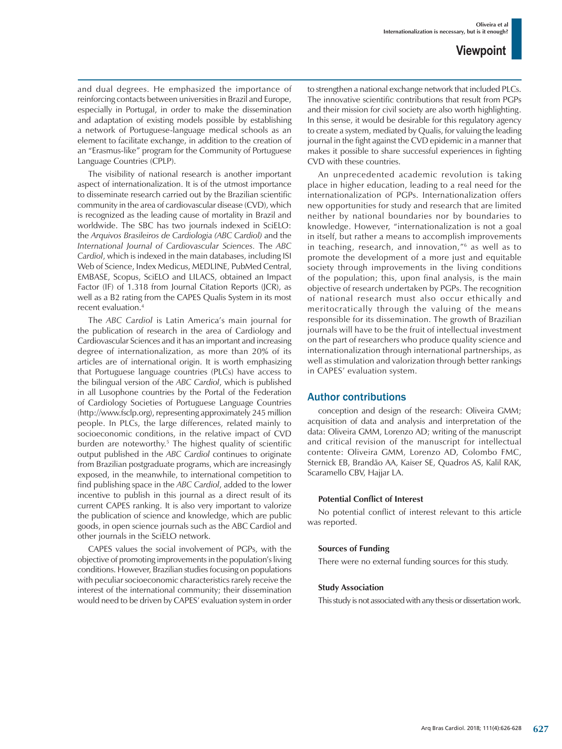and dual degrees. He emphasized the importance of reinforcing contacts between universities in Brazil and Europe, especially in Portugal, in order to make the dissemination and adaptation of existing models possible by establishing a network of Portuguese-language medical schools as an element to facilitate exchange, in addition to the creation of an "Erasmus-like" program for the Community of Portuguese Language Countries (CPLP).

The visibility of national research is another important aspect of internationalization. It is of the utmost importance to disseminate research carried out by the Brazilian scientific community in the area of cardiovascular disease (CVD), which is recognized as the leading cause of mortality in Brazil and worldwide. The SBC has two journals indexed in SciELO: the *Arquivos Brasileiros de Cardiologia (ABC Cardiol)* and the *International Journal of Cardiovascular Sciences.* The *ABC Cardiol*, which is indexed in the main databases, including ISI Web of Science, Index Medicus, MEDLINE, PubMed Central, EMBASE, Scopus, SciELO and LILACS, obtained an Impact Factor (IF) of 1.318 from Journal Citation Reports (JCR), as well as a B2 rating from the CAPES Qualis System in its most recent evaluation.[4]

The *ABC Cardiol* is Latin America's main journal for the publication of research in the area of Cardiology and Cardiovascular Sciences and it has an important and increasing degree of internationalization, as more than 20% of its articles are of international origin. It is worth emphasizing that Portuguese language countries (PLCs) have access to the bilingual version of the *ABC Cardiol*, which is published in all Lusophone countries by the Portal of the Federation of Cardiology Societies of Portuguese Language Countries (http://www.fsclp.org), representing approximately 245 million people. In PLCs, the large differences, related mainly to socioeconomic conditions, in the relative impact of CVD burden are noteworthy.[5] The highest quality of scientific output published in the *ABC Cardiol* continues to originate from Brazilian postgraduate programs, which are increasingly exposed, in the meanwhile, to international competition to find publishing space in the *ABC Cardiol*, added to the lower incentive to publish in this journal as a direct result of its current CAPES ranking. It is also very important to valorize the publication of science and knowledge, which are public goods, in open science journals such as the ABC Cardiol and other journals in the SciELO network.

CAPES values the social involvement of PGPs, with the objective of promoting improvements in the population's living conditions. However, Brazilian studies focusing on populations with peculiar socioeconomic characteristics rarely receive the interest of the international community; their dissemination would need to be driven by CAPES' evaluation system in order to strengthen a national exchange network that included PLCs. The innovative scientific contributions that result from PGPs and their mission for civil society are also worth highlighting. In this sense, it would be desirable for this regulatory agency to create a system, mediated by Qualis, for valuing the leading journal in the fight against the CVD epidemic in a manner that makes it possible to share successful experiences in fighting CVD with these countries.

An unprecedented academic revolution is taking place in higher education, leading to a real need for the internationalization of PGPs. Internationalization offers new opportunities for study and research that are limited neither by national boundaries nor by boundaries to knowledge. However, "internationalization is not a goal in itself, but rather a means to accomplish improvements in teaching, research, and innovation,"[6] as well as to promote the development of a more just and equitable society through improvements in the living conditions of the population; this, upon final analysis, is the main objective of research undertaken by PGPs. The recognition of national research must also occur ethically and meritocratically through the valuing of the means responsible for its dissemination. The growth of Brazilian journals will have to be the fruit of intellectual investment on the part of researchers who produce quality science and internationalization through international partnerships, as well as stimulation and valorization through better rankings in CAPES' evaluation system.

## Author contributions

conception and design of the research: Oliveira GMM; acquisition of data and analysis and interpretation of the data: Oliveira GMM, Lorenzo AD; writing of the manuscript and critical revision of the manuscript for intellectual contente: Oliveira GMM, Lorenzo AD, Colombo FMC, Sternick EB, Brandão AA, Kaiser SE, Quadros AS, Kalil RAK, Scaramello CBV, Hajjar LA.

#### Potential Conflict of Interest

No potential conflict of interest relevant to this article was reported.

#### Sources of Funding

There were no external funding sources for this study.

#### Study Association

This study is not associated with any thesis or dissertation work.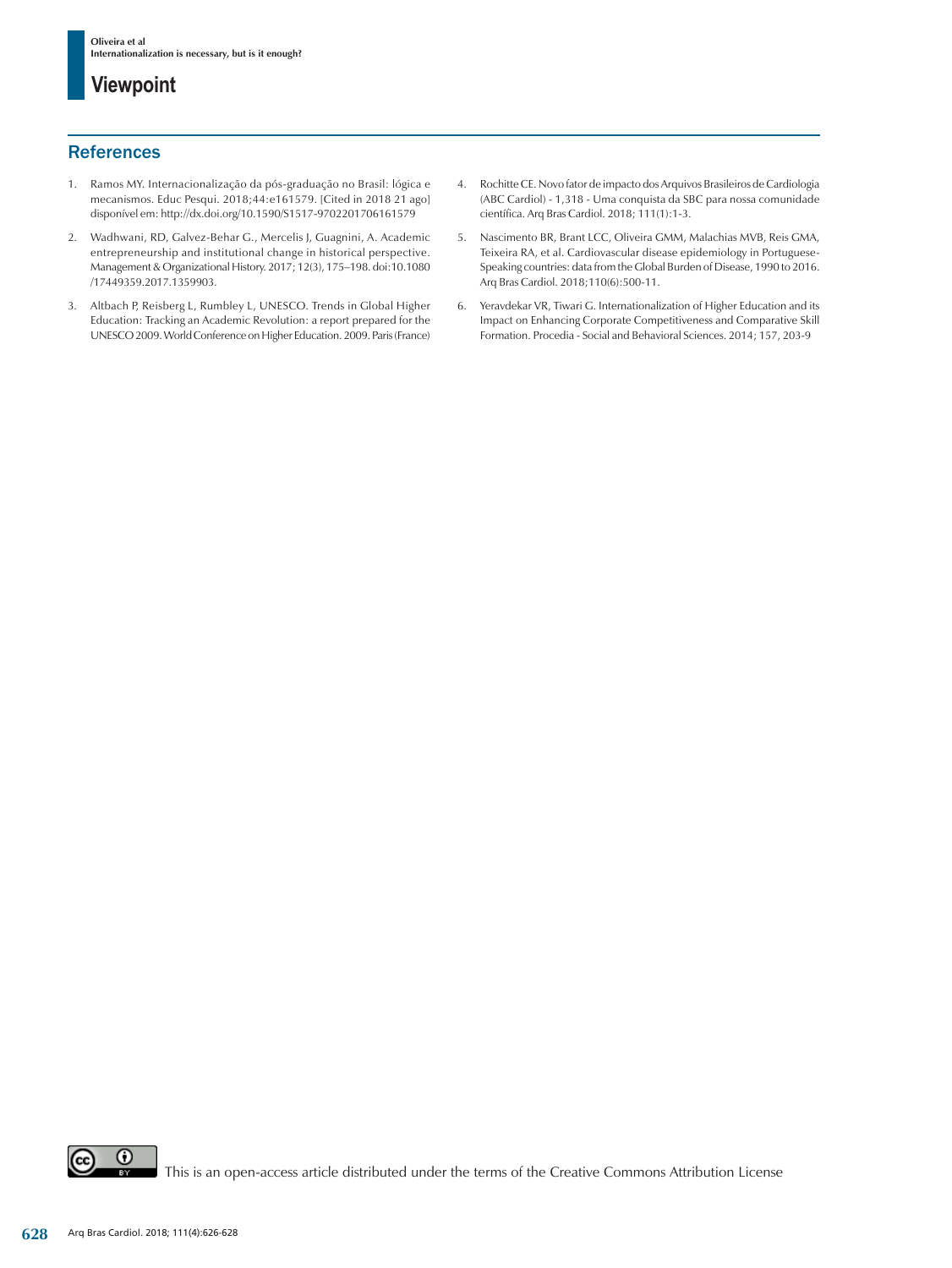## References

1. Ramos MY. Internacionalização da pós-graduação no Brasil: lógica e mecanismos. Educ Pesqui. 2018;44:e161579. [Cited in 2018 21 ago] disponível em: http://dx.doi.org/10.1590/S1517-9702201706161579
2. Wadhwani, RD, Galvez-Behar G., Mercelis J, Guagnini, A. Academic entrepreneurship and institutional change in historical perspective. Management & Organizational History. 2017; 12(3), 175–198. doi:10.1080 /17449359.2017.1359903.
3. Altbach P, Reisberg L, Rumbley L, UNESCO. Trends in Global Higher Education: Tracking an Academic Revolution: a report prepared for the UNESCO 2009. World Conference on Higher Education. 2009. Paris (France)
4. Rochitte CE. Novo fator de impacto dos Arquivos Brasileiros de Cardiologia (ABC Cardiol) - 1,318 - Uma conquista da SBC para nossa comunidade científica. Arq Bras Cardiol. 2018; 111(1):1-3.
5. Nascimento BR, Brant LCC, Oliveira GMM, Malachias MVB, Reis GMA, Teixeira RA, et al. Cardiovascular disease epidemiology in Portuguese-Speaking countries: data from the Global Burden of Disease, 1990 to 2016. Arq Bras Cardiol. 2018;110(6):500-11.
6. Yeravdekar VR, Tiwari G. Internationalization of Higher Education and its Impact on Enhancing Corporate Competitiveness and Comparative Skill Formation. Procedia - Social and Behavioral Sciences. 2014; 157, 203-9

This is an open-access article distributed under the terms of the Creative Commons Attribution License